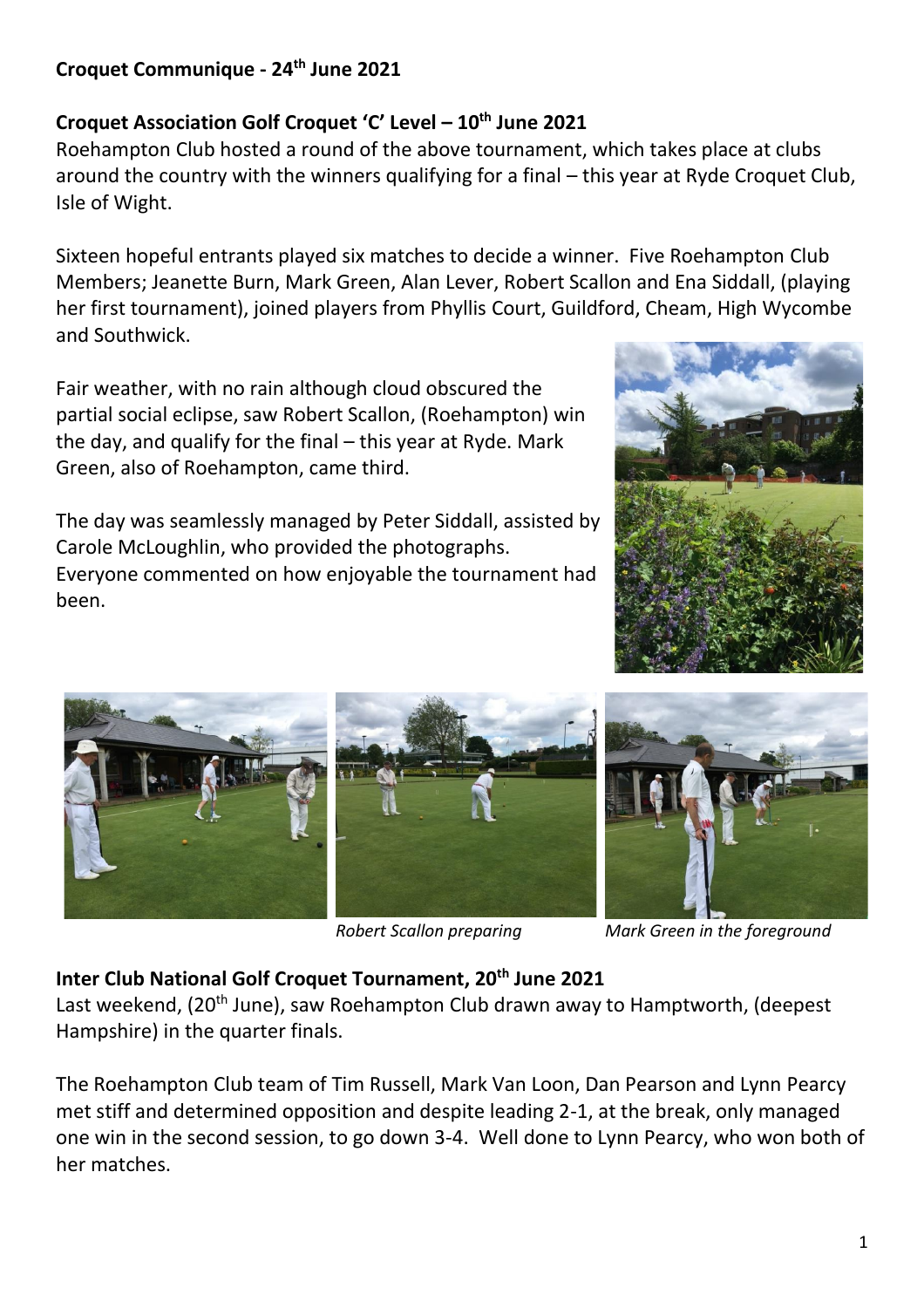**Croquet Communique - 24th June 2021**

**Croquet Association Golf Croquet 'C' Level – 10th June 2021**

Roehampton Club hosted a round of the above tournament, which takes place at clubs around the country with the winners qualifying for a final – this year at Ryde Croquet Club, Isle of Wight.

Sixteen hopeful entrants played six matches to decide a winner. Five Roehampton Club Members; Jeanette Burn, Mark Green, Alan Lever, Robert Scallon and Ena Siddall, (playing her first tournament), joined players from Phyllis Court, Guildford, Cheam, High Wycombe and Southwick.

Fair weather, with no rain although cloud obscured the partial social eclipse, saw Robert Scallon, (Roehampton) win the day, and qualify for the final – this year at Ryde. Mark Green, also of Roehampton, came third.

The day was seamlessly managed by Peter Siddall, assisted by Carole McLoughlin, who provided the photographs. Everyone commented on how enjoyable the tournament had been.

*Robert Scallon preparing*

*Mark Green in the foreground*

**Inter Club National Golf Croquet Tournament, 20th June 2021**

Last weekend, (20th June), saw Roehampton Club drawn away to Hamptworth, (deepest Hampshire) in the quarter finals.

The Roehampton Club team of Tim Russell, Mark Van Loon, Dan Pearson and Lynn Pearcy met stiff and determined opposition and despite leading 2-1, at the break, only managed one win in the second session, to go down 3-4. Well done to Lynn Pearcy, who won both of her matches.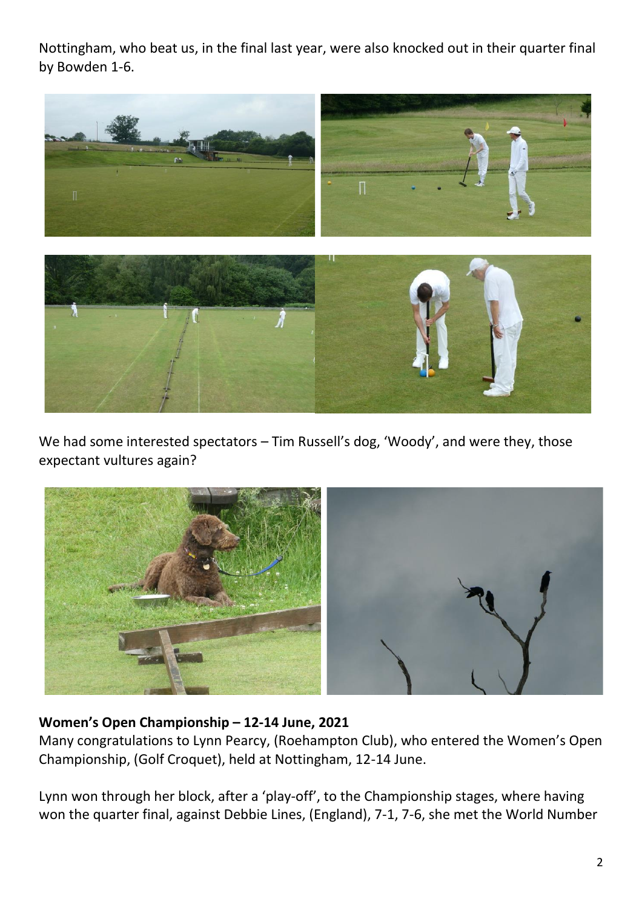Nottingham, who beat us, in the final last year, were also knocked out in their quarter final by Bowden 1-6.

We had some interested spectators – Tim Russell's dog, 'Woody', and were they, those expectant vultures again?

**Women's Open Championship – 12-14 June, 2021**

Many congratulations to Lynn Pearcy, (Roehampton Club), who entered the Women's Open Championship, (Golf Croquet), held at Nottingham, 12-14 June.

Lynn won through her block, after a 'play-off', to the Championship stages, where having won the quarter final, against Debbie Lines, (England), 7-1, 7-6, she met the World Number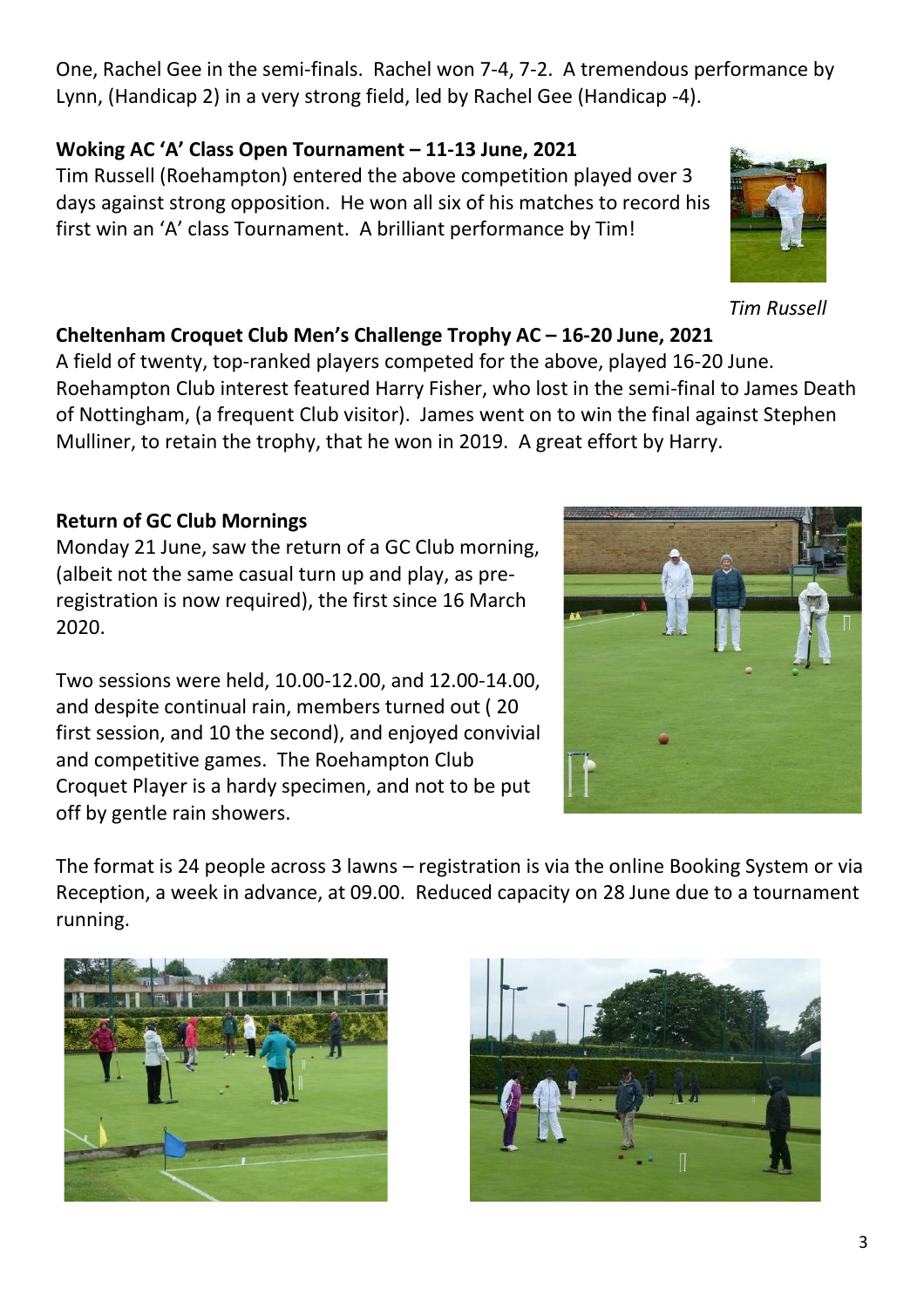One, Rachel Gee in the semi-finals. Rachel won 7-4, 7-2. A tremendous performance by Lynn, (Handicap 2) in a very strong field, led by Rachel Gee (Handicap -4).

**Woking AC 'A' Class Open Tournament – 11-13 June, 2021**

Tim Russell (Roehampton) entered the above competition played over 3 days against strong opposition. He won all six of his matches to record his first win an 'A' class Tournament. A brilliant performance by Tim!

*Tim Russell*

**Cheltenham Croquet Club Men's Challenge Trophy AC – 16-20 June, 2021**

A field of twenty, top-ranked players competed for the above, played 16-20 June. Roehampton Club interest featured Harry Fisher, who lost in the semi-final to James Death of Nottingham, (a frequent Club visitor). James went on to win the final against Stephen Mulliner, to retain the trophy, that he won in 2019. A great effort by Harry.

**Return of GC Club Mornings**

Monday 21 June, saw the return of a GC Club morning, (albeit not the same casual turn up and play, as pre-registration is now required), the first since 16 March 2020.

Two sessions were held, 10.00-12.00, and 12.00-14.00, and despite continual rain, members turned out ( 20 first session, and 10 the second), and enjoyed convivial and competitive games. The Roehampton Club Croquet Player is a hardy specimen, and not to be put off by gentle rain showers.

The format is 24 people across 3 lawns – registration is via the online Booking System or via Reception, a week in advance, at 09.00. Reduced capacity on 28 June due to a tournament running.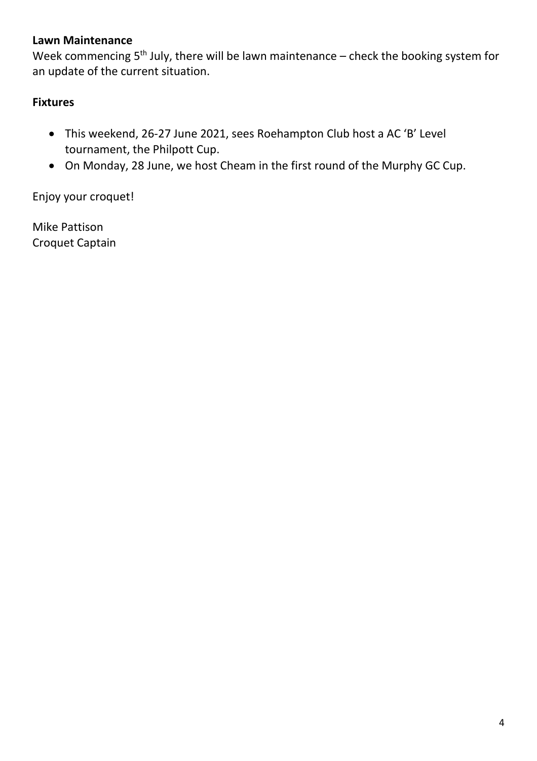**Lawn Maintenance**

Week commencing 5th July, there will be lawn maintenance – check the booking system for an update of the current situation.

**Fixtures**

- This weekend, 26-27 June 2021, sees Roehampton Club host a AC 'B' Level tournament, the Philpott Cup.
- On Monday, 28 June, we host Cheam in the first round of the Murphy GC Cup.

Enjoy your croquet!

Mike Pattison
Croquet Captain